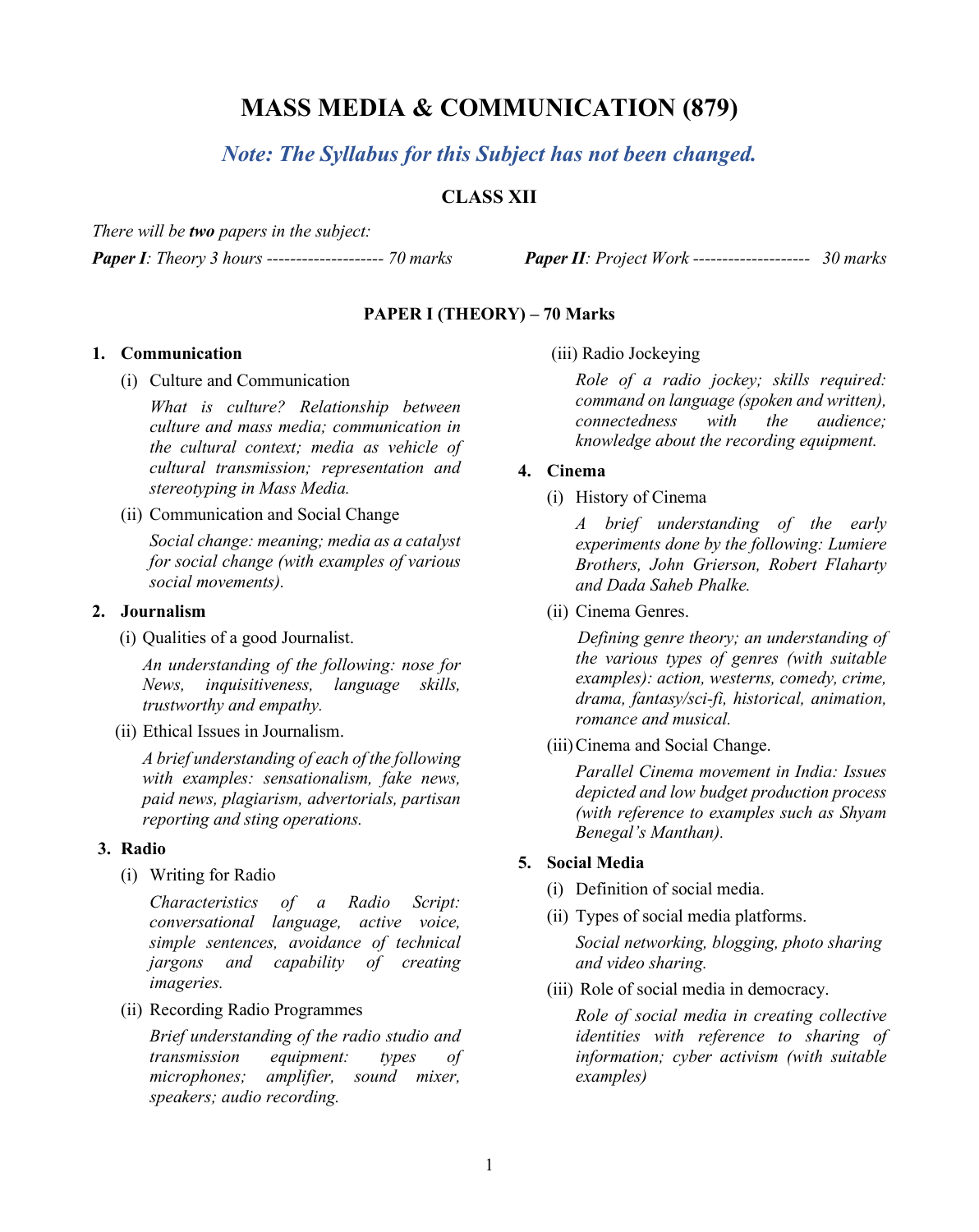# MASS MEDIA & COMMUNICATION (879)

## *Note: The Syllabus for this Subject has not been changed.*

### CLASS XII

*There will be **two** papers in the subject:*

***Paper I**: Theory 3 hours -------------------- 70 marks*

***Paper II**: Project Work -------------------- 30 marks*

### PAPER I (THEORY) – 70 Marks

**1. Communication**

(i) Culture and Communication

*What is culture? Relationship between culture and mass media; communication in the cultural context; media as vehicle of cultural transmission; representation and stereotyping in Mass Media.*

(ii) Communication and Social Change

*Social change: meaning; media as a catalyst for social change (with examples of various social movements).*

**2. Journalism**

(i) Qualities of a good Journalist.

*An understanding of the following: nose for News, inquisitiveness, language skills, trustworthy and empathy.*

(ii) Ethical Issues in Journalism.

*A brief understanding of each of the following with examples: sensationalism, fake news, paid news, plagiarism, advertorials, partisan reporting and sting operations.*

**3. Radio**

(i) Writing for Radio

*Characteristics of a Radio Script: conversational language, active voice, simple sentences, avoidance of technical jargons and capability of creating imageries.*

(ii) Recording Radio Programmes

*Brief understanding of the radio studio and transmission equipment: types of microphones; amplifier, sound mixer, speakers; audio recording.*

(iii) Radio Jockeying

*Role of a radio jockey; skills required: command on language (spoken and written), connectedness with the audience; knowledge about the recording equipment.*

**4. Cinema**

(i) History of Cinema

*A brief understanding of the early experiments done by the following: Lumiere Brothers, John Grierson, Robert Flaharty and Dada Saheb Phalke.*

(ii) Cinema Genres.

*Defining genre theory; an understanding of the various types of genres (with suitable examples): action, westerns, comedy, crime, drama, fantasy/sci-fi, historical, animation, romance and musical.*

(iii) Cinema and Social Change.

*Parallel Cinema movement in India: Issues depicted and low budget production process (with reference to examples such as Shyam Benegal's Manthan).*

**5. Social Media**

(i) Definition of social media.

(ii) Types of social media platforms.

*Social networking, blogging, photo sharing and video sharing.*

(iii) Role of social media in democracy.

*Role of social media in creating collective identities with reference to sharing of information; cyber activism (with suitable examples)*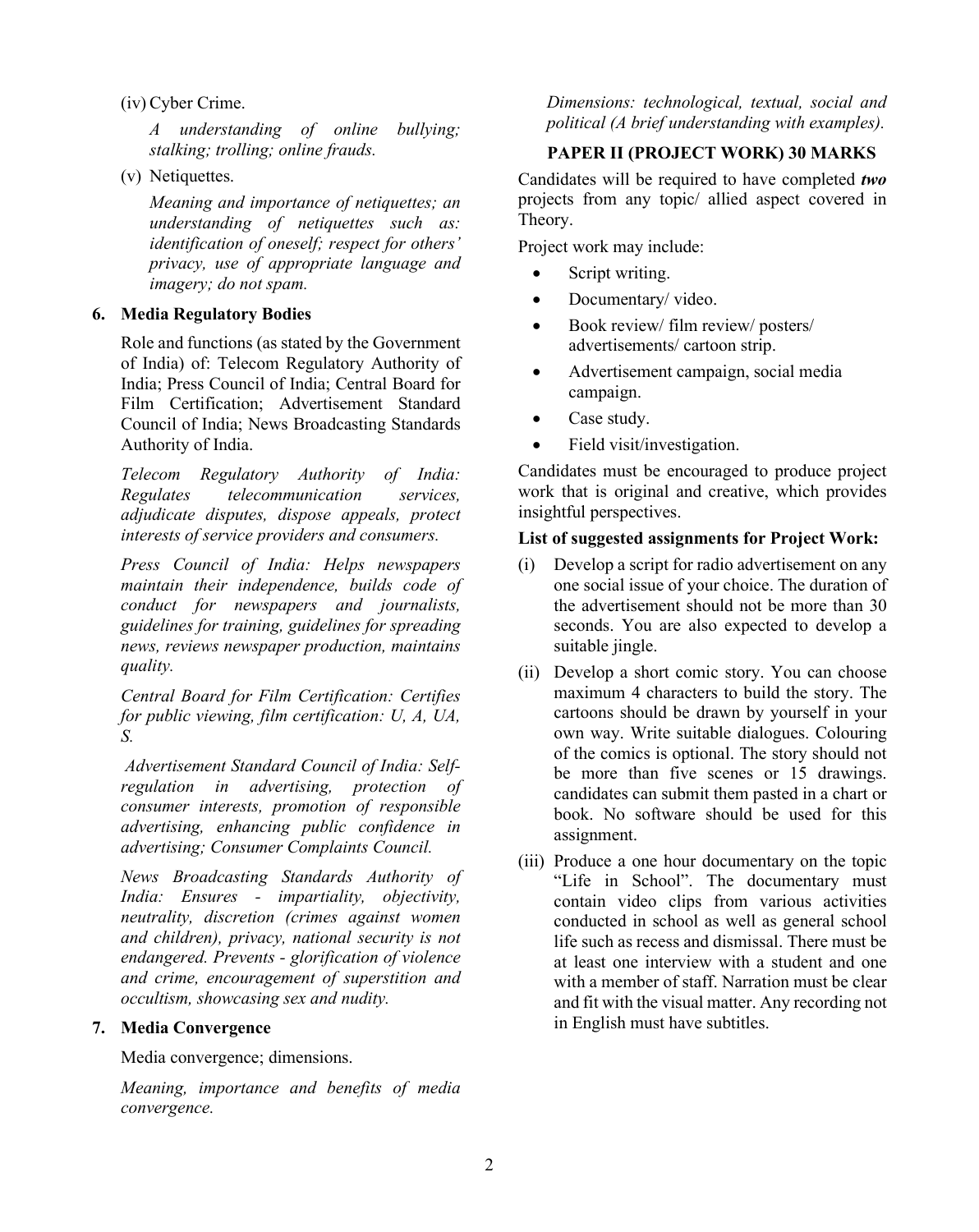(iv) Cyber Crime.

*A understanding of online bullying; stalking; trolling; online frauds.*

(v) Netiquettes.

*Meaning and importance of netiquettes; an understanding of netiquettes such as: identification of oneself; respect for others' privacy, use of appropriate language and imagery; do not spam.*

**6. Media Regulatory Bodies**

Role and functions (as stated by the Government of India) of: Telecom Regulatory Authority of India; Press Council of India; Central Board for Film Certification; Advertisement Standard Council of India; News Broadcasting Standards Authority of India.

*Telecom Regulatory Authority of India: Regulates telecommunication services, adjudicate disputes, dispose appeals, protect interests of service providers and consumers.*

*Press Council of India: Helps newspapers maintain their independence, builds code of conduct for newspapers and journalists, guidelines for training, guidelines for spreading news, reviews newspaper production, maintains quality.*

*Central Board for Film Certification: Certifies for public viewing, film certification: U, A, UA, S.*

*Advertisement Standard Council of India: Self-regulation in advertising, protection of consumer interests, promotion of responsible advertising, enhancing public confidence in advertising; Consumer Complaints Council.*

*News Broadcasting Standards Authority of India: Ensures - impartiality, objectivity, neutrality, discretion (crimes against women and children), privacy, national security is not endangered. Prevents - glorification of violence and crime, encouragement of superstition and occultism, showcasing sex and nudity.*

**7. Media Convergence**

Media convergence; dimensions.

*Meaning, importance and benefits of media convergence.*

*Dimensions: technological, textual, social and political (A brief understanding with examples).*

## PAPER II (PROJECT WORK) 30 MARKS

Candidates will be required to have completed ***two*** projects from any topic/ allied aspect covered in Theory.

Project work may include:

- Script writing.
- Documentary/ video.
- Book review/ film review/ posters/ advertisements/ cartoon strip.
- Advertisement campaign, social media campaign.
- Case study.
- Field visit/investigation.

Candidates must be encouraged to produce project work that is original and creative, which provides insightful perspectives.

**List of suggested assignments for Project Work:**

(i) Develop a script for radio advertisement on any one social issue of your choice. The duration of the advertisement should not be more than 30 seconds. You are also expected to develop a suitable jingle.

(ii) Develop a short comic story. You can choose maximum 4 characters to build the story. The cartoons should be drawn by yourself in your own way. Write suitable dialogues. Colouring of the comics is optional. The story should not be more than five scenes or 15 drawings. candidates can submit them pasted in a chart or book. No software should be used for this assignment.

(iii) Produce a one hour documentary on the topic "Life in School". The documentary must contain video clips from various activities conducted in school as well as general school life such as recess and dismissal. There must be at least one interview with a student and one with a member of staff. Narration must be clear and fit with the visual matter. Any recording not in English must have subtitles.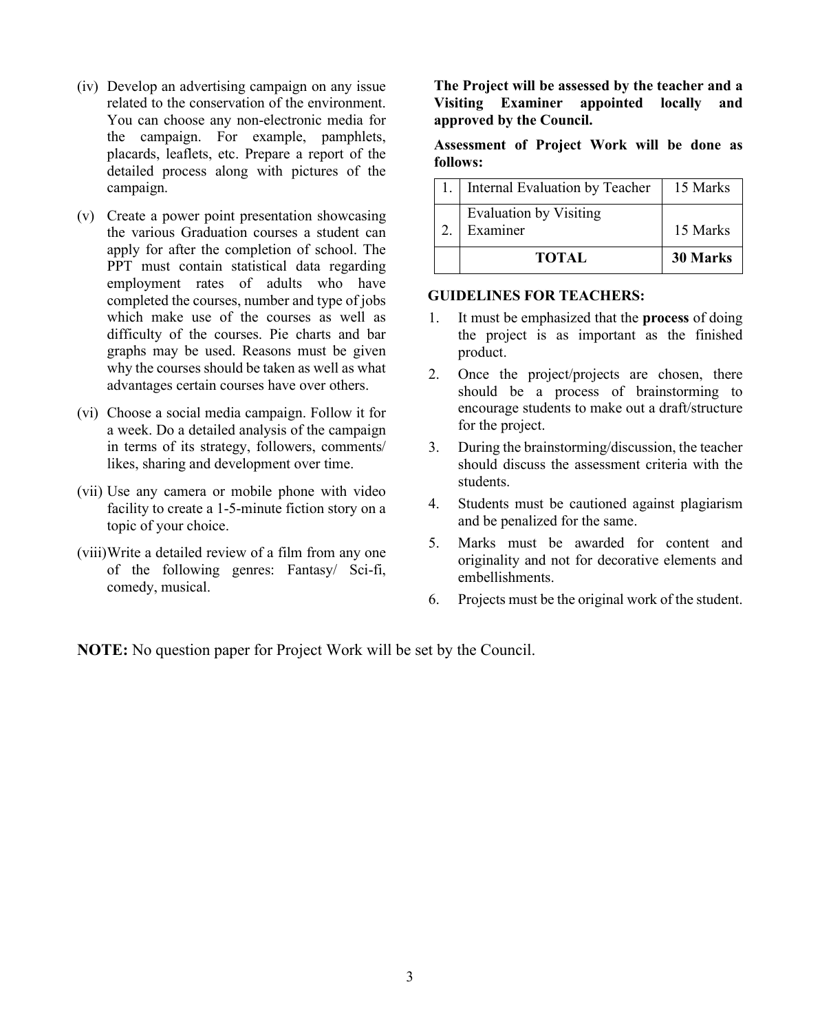(iv) Develop an advertising campaign on any issue related to the conservation of the environment. You can choose any non-electronic media for the campaign. For example, pamphlets, placards, leaflets, etc. Prepare a report of the detailed process along with pictures of the campaign.

(v) Create a power point presentation showcasing the various Graduation courses a student can apply for after the completion of school. The PPT must contain statistical data regarding employment rates of adults who have completed the courses, number and type of jobs which make use of the courses as well as difficulty of the courses. Pie charts and bar graphs may be used. Reasons must be given why the courses should be taken as well as what advantages certain courses have over others.

(vi) Choose a social media campaign. Follow it for a week. Do a detailed analysis of the campaign in terms of its strategy, followers, comments/ likes, sharing and development over time.

(vii) Use any camera or mobile phone with video facility to create a 1-5-minute fiction story on a topic of your choice.

(viii) Write a detailed review of a film from any one of the following genres: Fantasy/ Sci-fi, comedy, musical.

**The Project will be assessed by the teacher and a Visiting Examiner appointed locally and approved by the Council.**

**Assessment of Project Work will be done as follows:**

| | | |
|---|---|---|
| 1. | Internal Evaluation by Teacher | 15 Marks |
| 2. | Evaluation by Visiting Examiner | 15 Marks |
| | **TOTAL** | **30 Marks** |

**GUIDELINES FOR TEACHERS:**

1. It must be emphasized that the **process** of doing the project is as important as the finished product.
2. Once the project/projects are chosen, there should be a process of brainstorming to encourage students to make out a draft/structure for the project.
3. During the brainstorming/discussion, the teacher should discuss the assessment criteria with the students.
4. Students must be cautioned against plagiarism and be penalized for the same.
5. Marks must be awarded for content and originality and not for decorative elements and embellishments.
6. Projects must be the original work of the student.

**NOTE:** No question paper for Project Work will be set by the Council.